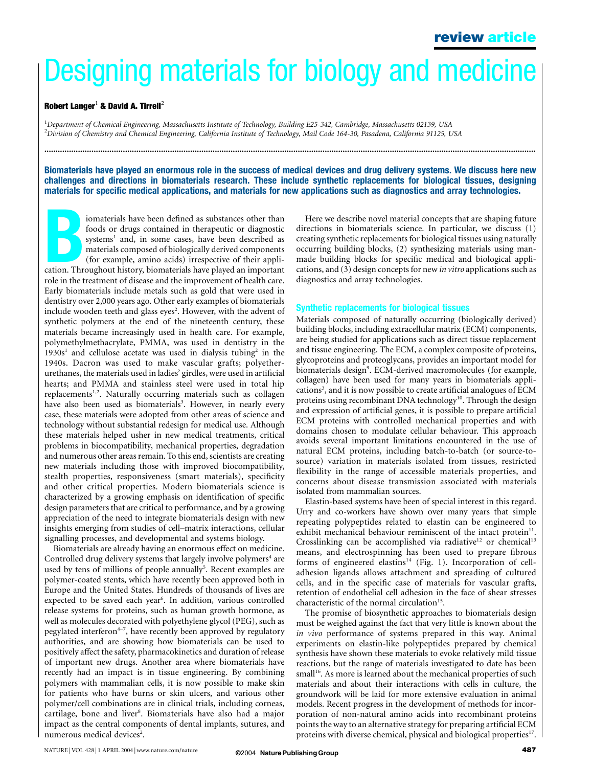# Designing materials for biology and medicine

**Robert Langer[1] & David A. Tirrell[2]**

[1]*Department of Chemical Engineering, Massachusetts Institute of Technology, Building E25-342, Cambridge, Massachusetts 02139, USA*
[2]*Division of Chemistry and Chemical Engineering, California Institute of Technology, Mail Code 164-30, Pasadena, California 91125, USA*

**Biomaterials have played an enormous role in the success of medical devices and drug delivery systems. We discuss here new challenges and directions in biomaterials research. These include synthetic replacements for biological tissues, designing materials for specific medical applications, and materials for new applications such as diagnostics and array technologies.**

Biomaterials have been defined as substances other than foods or drugs contained in therapeutic or diagnostic systems[1] and, in some cases, have been described as materials composed of biologically derived components (for example, amino acids) irrespective of their application. Throughout history, biomaterials have played an important role in the treatment of disease and the improvement of health care. Early biomaterials include metals such as gold that were used in dentistry over 2,000 years ago. Other early examples of biomaterials include wooden teeth and glass eyes[2]. However, with the advent of synthetic polymers at the end of the nineteenth century, these materials became increasingly used in health care. For example, polymethylmethacrylate, PMMA, was used in dentistry in the 1930s[1] and cellulose acetate was used in dialysis tubing[2] in the 1940s. Dacron was used to make vascular grafts; polyetherurethanes, the materials used in ladies' girdles, were used in artificial hearts; and PMMA and stainless steel were used in total hip replacements[1,2]. Naturally occurring materials such as collagen have also been used as biomaterials[3]. However, in nearly every case, these materials were adopted from other areas of science and technology without substantial redesign for medical use. Although these materials helped usher in new medical treatments, critical problems in biocompatibility, mechanical properties, degradation and numerous other areas remain. To this end, scientists are creating new materials including those with improved biocompatibility, stealth properties, responsiveness (smart materials), specificity and other critical properties. Modern biomaterials science is characterized by a growing emphasis on identification of specific design parameters that are critical to performance, and by a growing appreciation of the need to integrate biomaterials design with new insights emerging from studies of cell–matrix interactions, cellular signalling processes, and developmental and systems biology.

Biomaterials are already having an enormous effect on medicine. Controlled drug delivery systems that largely involve polymers[4] are used by tens of millions of people annually[5]. Recent examples are polymer-coated stents, which have recently been approved both in Europe and the United States. Hundreds of thousands of lives are expected to be saved each year[6]. In addition, various controlled release systems for proteins, such as human growth hormone, as well as molecules decorated with polyethylene glycol (PEG), such as pegylated interferon[4–7], have recently been approved by regulatory authorities, and are showing how biomaterials can be used to positively affect the safety, pharmacokinetics and duration of release of important new drugs. Another area where biomaterials have recently had an impact is in tissue engineering. By combining polymers with mammalian cells, it is now possible to make skin for patients who have burns or skin ulcers, and various other polymer/cell combinations are in clinical trials, including corneas, cartilage, bone and liver[8]. Biomaterials have also had a major impact as the central components of dental implants, sutures, and numerous medical devices[2].

Here we describe novel material concepts that are shaping future directions in biomaterials science. In particular, we discuss (1) creating synthetic replacements for biological tissues using naturally occurring building blocks, (2) synthesizing materials using man-made building blocks for specific medical and biological applications, and (3) design concepts for new *in vitro* applications such as diagnostics and array technologies.

## Synthetic replacements for biological tissues

Materials composed of naturally occurring (biologically derived) building blocks, including extracellular matrix (ECM) components, are being studied for applications such as direct tissue replacement and tissue engineering. The ECM, a complex composite of proteins, glycoproteins and proteoglycans, provides an important model for biomaterials design[9]. ECM-derived macromolecules (for example, collagen) have been used for many years in biomaterials applications[3], and it is now possible to create artificial analogues of ECM proteins using recombinant DNA technology[10]. Through the design and expression of artificial genes, it is possible to prepare artificial ECM proteins with controlled mechanical properties and with domains chosen to modulate cellular behaviour. This approach avoids several important limitations encountered in the use of natural ECM proteins, including batch-to-batch (or source-to-source) variation in materials isolated from tissues, restricted flexibility in the range of accessible materials properties, and concerns about disease transmission associated with materials isolated from mammalian sources.

Elastin-based systems have been of special interest in this regard. Urry and co-workers have shown over many years that simple repeating polypeptides related to elastin can be engineered to exhibit mechanical behaviour reminiscent of the intact protein[11]. Crosslinking can be accomplished via radiative[12] or chemical[13] means, and electrospinning has been used to prepare fibrous forms of engineered elastins[14] (Fig. 1). Incorporation of cell-adhesion ligands allows attachment and spreading of cultured cells, and in the specific case of materials for vascular grafts, retention of endothelial cell adhesion in the face of shear stresses characteristic of the normal circulation[15].

The promise of biosynthetic approaches to biomaterials design must be weighed against the fact that very little is known about the *in vivo* performance of systems prepared in this way. Animal experiments on elastin-like polypeptides prepared by chemical synthesis have shown these materials to evoke relatively mild tissue reactions, but the range of materials investigated to date has been small[16]. As more is learned about the mechanical properties of such materials and about their interactions with cells in culture, the groundwork will be laid for more extensive evaluation in animal models. Recent progress in the development of methods for incorporation of non-natural amino acids into recombinant proteins points the way to an alternative strategy for preparing artificial ECM proteins with diverse chemical, physical and biological properties[17].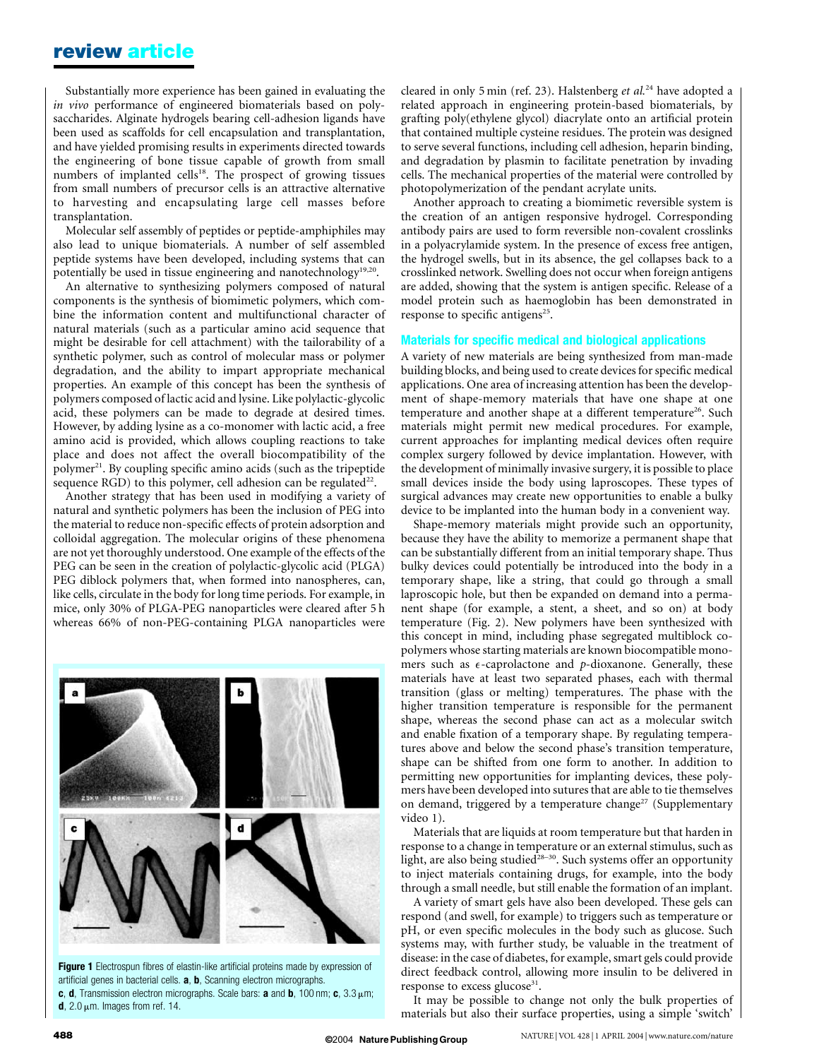Substantially more experience has been gained in evaluating the *in vivo* performance of engineered biomaterials based on polysaccharides. Alginate hydrogels bearing cell-adhesion ligands have been used as scaffolds for cell encapsulation and transplantation, and have yielded promising results in experiments directed towards the engineering of bone tissue capable of growth from small numbers of implanted cells[18]. The prospect of growing tissues from small numbers of precursor cells is an attractive alternative to harvesting and encapsulating large cell masses before transplantation.

Molecular self assembly of peptides or peptide-amphiphiles may also lead to unique biomaterials. A number of self assembled peptide systems have been developed, including systems that can potentially be used in tissue engineering and nanotechnology[19,20].

An alternative to synthesizing polymers composed of natural components is the synthesis of biomimetic polymers, which combine the information content and multifunctional character of natural materials (such as a particular amino acid sequence that might be desirable for cell attachment) with the tailorability of a synthetic polymer, such as control of molecular mass or polymer degradation, and the ability to impart appropriate mechanical properties. An example of this concept has been the synthesis of polymers composed of lactic acid and lysine. Like polylactic-glycolic acid, these polymers can be made to degrade at desired times. However, by adding lysine as a co-monomer with lactic acid, a free amino acid is provided, which allows coupling reactions to take place and does not affect the overall biocompatibility of the polymer[21]. By coupling specific amino acids (such as the tripeptide sequence RGD) to this polymer, cell adhesion can be regulated[22].

Another strategy that has been used in modifying a variety of natural and synthetic polymers has been the inclusion of PEG into the material to reduce non-specific effects of protein adsorption and colloidal aggregation. The molecular origins of these phenomena are not yet thoroughly understood. One example of the effects of the PEG can be seen in the creation of polylactic-glycolic acid (PLGA) PEG diblock polymers that, when formed into nanospheres, can, like cells, circulate in the body for long time periods. For example, in mice, only 30% of PLGA-PEG nanoparticles were cleared after 5 h whereas 66% of non-PEG-containing PLGA nanoparticles were cleared in only 5 min (ref. 23). Halstenberg *et al.*[24] have adopted a related approach in engineering protein-based biomaterials, by grafting poly(ethylene glycol) diacrylate onto an artificial protein that contained multiple cysteine residues. The protein was designed to serve several functions, including cell adhesion, heparin binding, and degradation by plasmin to facilitate penetration by invading cells. The mechanical properties of the material were controlled by photopolymerization of the pendant acrylate units.

Another approach to creating a biomimetic reversible system is the creation of an antigen responsive hydrogel. Corresponding antibody pairs are used to form reversible non-covalent crosslinks in a polyacrylamide system. In the presence of excess free antigen, the hydrogel swells, but in its absence, the gel collapses back to a crosslinked network. Swelling does not occur when foreign antigens are added, showing that the system is antigen specific. Release of a model protein such as haemoglobin has been demonstrated in response to specific antigens[25].

**Figure 1** Electrospun fibres of elastin-like artificial proteins made by expression of artificial genes in bacterial cells. **a**, **b**, Scanning electron micrographs. **c**, **d**, Transmission electron micrographs. Scale bars: **a** and **b**, 100 nm; **c**, 3.3 μm; **d**, 2.0 μm. Images from ref. 14.

## Materials for specific medical and biological applications

A variety of new materials are being synthesized from man-made building blocks, and being used to create devices for specific medical applications. One area of increasing attention has been the development of shape-memory materials that have one shape at one temperature and another shape at a different temperature[26]. Such materials might permit new medical procedures. For example, current approaches for implanting medical devices often require complex surgery followed by device implantation. However, with the development of minimally invasive surgery, it is possible to place small devices inside the body using laproscopes. These types of surgical advances may create new opportunities to enable a bulky device to be implanted into the human body in a convenient way.

Shape-memory materials might provide such an opportunity, because they have the ability to memorize a permanent shape that can be substantially different from an initial temporary shape. Thus bulky devices could potentially be introduced into the body in a temporary shape, like a string, that could go through a small laproscopic hole, but then be expanded on demand into a permanent shape (for example, a stent, a sheet, and so on) at body temperature (Fig. 2). New polymers have been synthesized with this concept in mind, including phase segregated multiblock copolymers whose starting materials are known biocompatible monomers such as ε-caprolactone and *p*-dioxanone. Generally, these materials have at least two separated phases, each with thermal transition (glass or melting) temperatures. The phase with the higher transition temperature is responsible for the permanent shape, whereas the second phase can act as a molecular switch and enable fixation of a temporary shape. By regulating temperatures above and below the second phase's transition temperature, shape can be shifted from one form to another. In addition to permitting new opportunities for implanting devices, these polymers have been developed into sutures that are able to tie themselves on demand, triggered by a temperature change[27] (Supplementary video 1).

Materials that are liquids at room temperature but that harden in response to a change in temperature or an external stimulus, such as light, are also being studied[28–30]. Such systems offer an opportunity to inject materials containing drugs, for example, into the body through a small needle, but still enable the formation of an implant.

A variety of smart gels have also been developed. These gels can respond (and swell, for example) to triggers such as temperature or pH, or even specific molecules in the body such as glucose. Such systems may, with further study, be valuable in the treatment of disease: in the case of diabetes, for example, smart gels could provide direct feedback control, allowing more insulin to be delivered in response to excess glucose[31].

It may be possible to change not only the bulk properties of materials but also their surface properties, using a simple 'switch'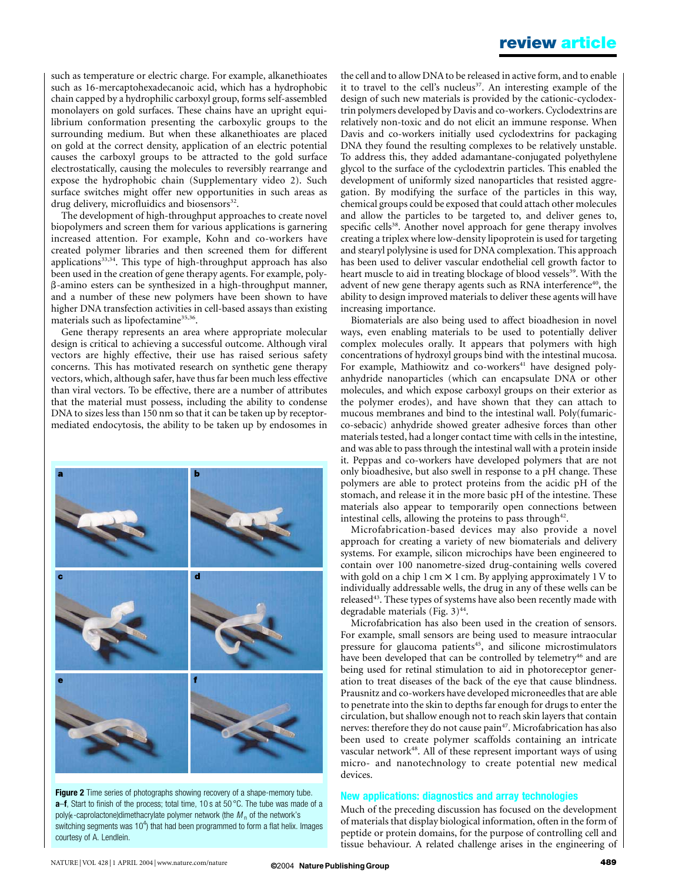such as temperature or electric charge. For example, alkanethioates such as 16-mercaptohexadecanoic acid, which has a hydrophobic chain capped by a hydrophilic carboxyl group, forms self-assembled monolayers on gold surfaces. These chains have an upright equilibrium conformation presenting the carboxylic groups to the surrounding medium. But when these alkanethioates are placed on gold at the correct density, application of an electric potential causes the carboxyl groups to be attracted to the gold surface electrostatically, causing the molecules to reversibly rearrange and expose the hydrophobic chain (Supplementary video 2). Such surface switches might offer new opportunities in such areas as drug delivery, microfluidics and biosensors[32].

The development of high-throughput approaches to create novel biopolymers and screen them for various applications is garnering increased attention. For example, Kohn and co-workers have created polymer libraries and then screened them for different applications[33,34]. This type of high-throughput approach has also been used in the creation of gene therapy agents. For example, poly-β-amino esters can be synthesized in a high-throughput manner, and a number of these new polymers have been shown to have higher DNA transfection activities in cell-based assays than existing materials such as lipofectamine[35,36].

Gene therapy represents an area where appropriate molecular design is critical to achieving a successful outcome. Although viral vectors are highly effective, their use has raised serious safety concerns. This has motivated research on synthetic gene therapy vectors, which, although safer, have thus far been much less effective than viral vectors. To be effective, there are a number of attributes that the material must possess, including the ability to condense DNA to sizes less than 150 nm so that it can be taken up by receptor-mediated endocytosis, the ability to be taken up by endosomes in the cell and to allow DNA to be released in active form, and to enable it to travel to the cell's nucleus[37]. An interesting example of the design of such new materials is provided by the cationic-cyclodextrin polymers developed by Davis and co-workers. Cyclodextrins are relatively non-toxic and do not elicit an immune response. When Davis and co-workers initially used cyclodextrins for packaging DNA they found the resulting complexes to be relatively unstable. To address this, they added adamantane-conjugated polyethylene glycol to the surface of the cyclodextrin particles. This enabled the development of uniformly sized nanoparticles that resisted aggregation. By modifying the surface of the particles in this way, chemical groups could be exposed that could attach other molecules and allow the particles to be targeted to, and deliver genes to, specific cells[38]. Another novel approach for gene therapy involves creating a triplex where low-density lipoprotein is used for targeting and stearyl polylysine is used for DNA complexation. This approach has been used to deliver vascular endothelial cell growth factor to heart muscle to aid in treating blockage of blood vessels[39]. With the advent of new gene therapy agents such as RNA interference[40], the ability to design improved materials to deliver these agents will have increasing importance.

Biomaterials are also being used to affect bioadhesion in novel ways, even enabling materials to be used to potentially deliver complex molecules orally. It appears that polymers with high concentrations of hydroxyl groups bind with the intestinal mucosa. For example, Mathiowitz and co-workers[41] have designed polyanhydride nanoparticles (which can encapsulate DNA or other molecules, and which expose carboxyl groups on their exterior as the polymer erodes), and have shown that they can attach to mucous membranes and bind to the intestinal wall. Poly(fumaric-co-sebacic) anhydride showed greater adhesive forces than other materials tested, had a longer contact time with cells in the intestine, and was able to pass through the intestinal wall with a protein inside it. Peppas and co-workers have developed polymers that are not only bioadhesive, but also swell in response to a pH change. These polymers are able to protect proteins from the acidic pH of the stomach, and release it in the more basic pH of the intestine. These materials also appear to temporarily open connections between intestinal cells, allowing the proteins to pass through[42].

Microfabrication-based devices may also provide a novel approach for creating a variety of new biomaterials and delivery systems. For example, silicon microchips have been engineered to contain over 100 nanometre-sized drug-containing wells covered with gold on a chip 1 cm × 1 cm. By applying approximately 1 V to individually addressable wells, the drug in any of these wells can be released[43]. These types of systems have also been recently made with degradable materials (Fig. 3)[44].

Microfabrication has also been used in the creation of sensors. For example, small sensors are being used to measure intraocular pressure for glaucoma patients[45], and silicone microstimulators have been developed that can be controlled by telemetry[46] and are being used for retinal stimulation to aid in photoreceptor generation to treat diseases of the back of the eye that cause blindness. Prausnitz and co-workers have developed microneedles that are able to penetrate into the skin to depths far enough for drugs to enter the circulation, but shallow enough not to reach skin layers that contain nerves: therefore they do not cause pain[47]. Microfabrication has also been used to create polymer scaffolds containing an intricate vascular network[48]. All of these represent important ways of using micro- and nanotechnology to create potential new medical devices.

**Figure 2** Time series of photographs showing recovery of a shape-memory tube. **a**–**f**, Start to finish of the process; total time, 10 s at 50 °C. The tube was made of a poly(ε-caprolactone)dimethacrylate polymer network (the $M_n$ of the network's switching segments was $10^4$) that had been programmed to form a flat helix. Images courtesy of A. Lendlein.

## New applications: diagnostics and array technologies

Much of the preceding discussion has focused on the development of materials that display biological information, often in the form of peptide or protein domains, for the purpose of controlling cell and tissue behaviour. A related challenge arises in the engineering of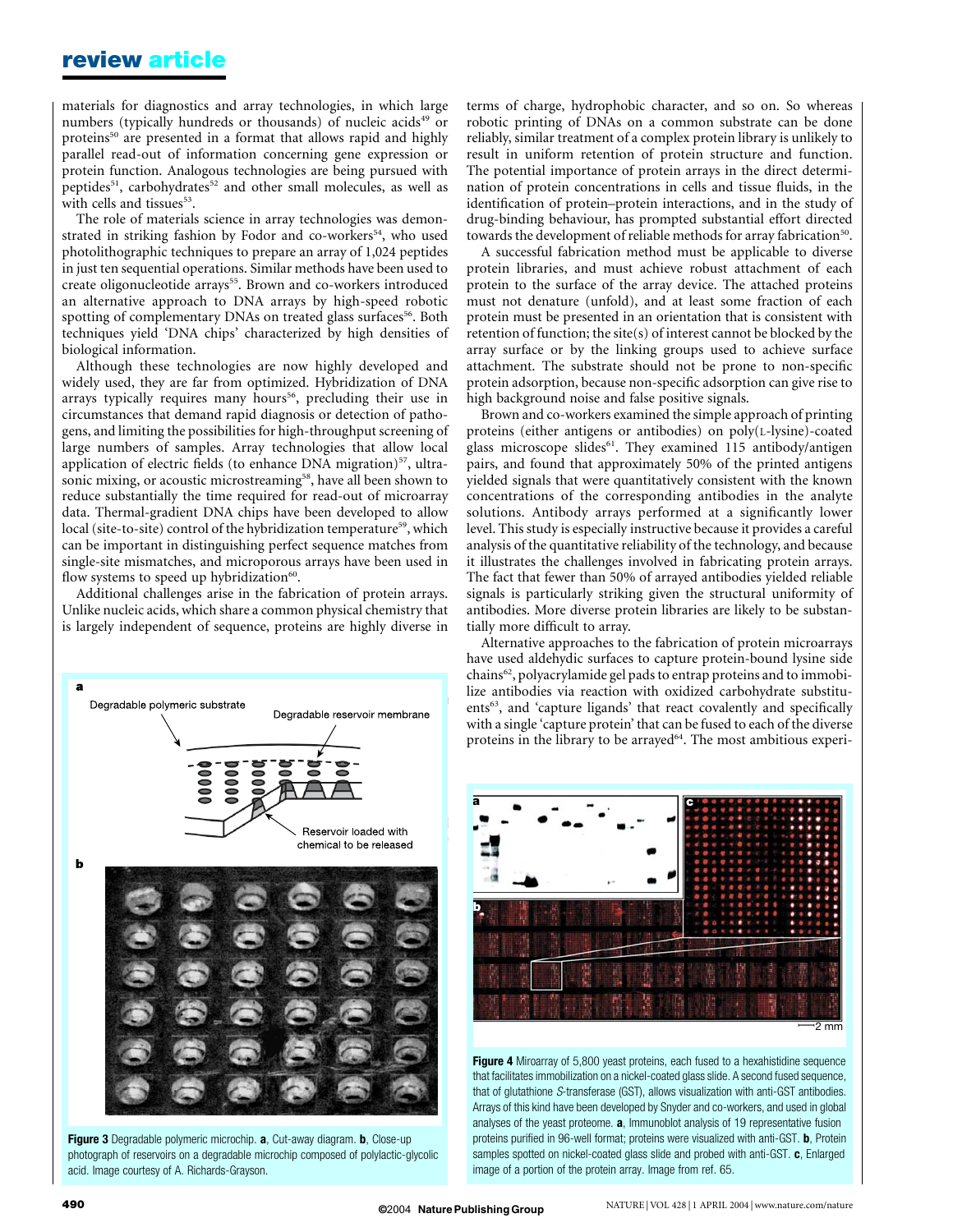materials for diagnostics and array technologies, in which large numbers (typically hundreds or thousands) of nucleic acids[49] or proteins[50] are presented in a format that allows rapid and highly parallel read-out of information concerning gene expression or protein function. Analogous technologies are being pursued with peptides[51], carbohydrates[52] and other small molecules, as well as with cells and tissues[53].

The role of materials science in array technologies was demonstrated in striking fashion by Fodor and co-workers[54], who used photolithographic techniques to prepare an array of 1,024 peptides in just ten sequential operations. Similar methods have been used to create oligonucleotide arrays[55]. Brown and co-workers introduced an alternative approach to DNA arrays by high-speed robotic spotting of complementary DNAs on treated glass surfaces[56]. Both techniques yield 'DNA chips' characterized by high densities of biological information.

Although these technologies are now highly developed and widely used, they are far from optimized. Hybridization of DNA arrays typically requires many hours[56], precluding their use in circumstances that demand rapid diagnosis or detection of pathogens, and limiting the possibilities for high-throughput screening of large numbers of samples. Array technologies that allow local application of electric fields (to enhance DNA migration)[57], ultrasonic mixing, or acoustic microstreaming[58], have all been shown to reduce substantially the time required for read-out of microarray data. Thermal-gradient DNA chips have been developed to allow local (site-to-site) control of the hybridization temperature[59], which can be important in distinguishing perfect sequence matches from single-site mismatches, and microporous arrays have been used in flow systems to speed up hybridization[60].

Additional challenges arise in the fabrication of protein arrays. Unlike nucleic acids, which share a common physical chemistry that is largely independent of sequence, proteins are highly diverse in terms of charge, hydrophobic character, and so on. So whereas robotic printing of DNAs on a common substrate can be done reliably, similar treatment of a complex protein library is unlikely to result in uniform retention of protein structure and function. The potential importance of protein arrays in the direct determination of protein concentrations in cells and tissue fluids, in the identification of protein–protein interactions, and in the study of drug-binding behaviour, has prompted substantial effort directed towards the development of reliable methods for array fabrication[50].

A successful fabrication method must be applicable to diverse protein libraries, and must achieve robust attachment of each protein to the surface of the array device. The attached proteins must not denature (unfold), and at least some fraction of each protein must be presented in an orientation that is consistent with retention of function; the site(s) of interest cannot be blocked by the array surface or by the linking groups used to achieve surface attachment. The substrate should not be prone to non-specific protein adsorption, because non-specific adsorption can give rise to high background noise and false positive signals.

Brown and co-workers examined the simple approach of printing proteins (either antigens or antibodies) on poly(L-lysine)-coated glass microscope slides[61]. They examined 115 antibody/antigen pairs, and found that approximately 50% of the printed antigens yielded signals that were quantitatively consistent with the known concentrations of the corresponding antibodies in the analyte solutions. Antibody arrays performed at a significantly lower level. This study is especially instructive because it provides a careful analysis of the quantitative reliability of the technology, and because it illustrates the challenges involved in fabricating protein arrays. The fact that fewer than 50% of arrayed antibodies yielded reliable signals is particularly striking given the structural uniformity of antibodies. More diverse protein libraries are likely to be substantially more difficult to array.

Alternative approaches to the fabrication of protein microarrays have used aldehydic surfaces to capture protein-bound lysine side chains[62], polyacrylamide gel pads to entrap proteins and to immobilize antibodies via reaction with oxidized carbohydrate substituents[63], and 'capture ligands' that react covalently and specifically with a single 'capture protein' that can be fused to each of the diverse proteins in the library to be arrayed[64]. The most ambitious experi-

**Figure 3** Degradable polymeric microchip. **a**, Cut-away diagram. **b**, Close-up photograph of reservoirs on a degradable microchip composed of polylactic-glycolic acid. Image courtesy of A. Richards-Grayson.

**Figure 4** Miroarray of 5,800 yeast proteins, each fused to a hexahistidine sequence that facilitates immobilization on a nickel-coated glass slide. A second fused sequence, that of glutathione *S*-transferase (GST), allows visualization with anti-GST antibodies. Arrays of this kind have been developed by Snyder and co-workers, and used in global analyses of the yeast proteome. **a**, Immunoblot analysis of 19 representative fusion proteins purified in 96-well format; proteins were visualized with anti-GST. **b**, Protein samples spotted on nickel-coated glass slide and probed with anti-GST. **c**, Enlarged image of a portion of the protein array. Image from ref. 65.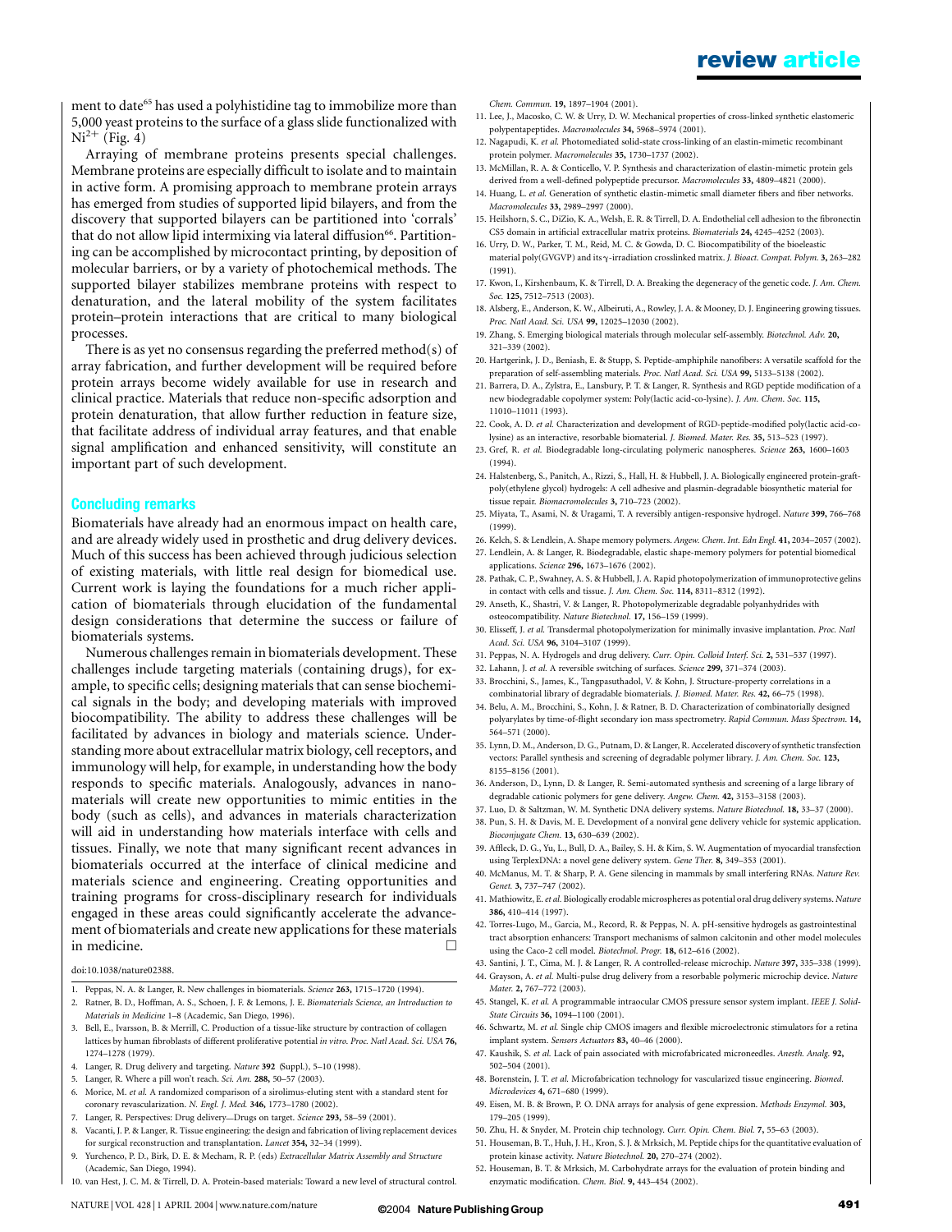ment to date[65] has used a polyhistidine tag to immobilize more than 5,000 yeast proteins to the surface of a glass slide functionalized with $Ni^{2+}$ (Fig. 4)

Arraying of membrane proteins presents special challenges. Membrane proteins are especially difficult to isolate and to maintain in active form. A promising approach to membrane protein arrays has emerged from studies of supported lipid bilayers, and from the discovery that supported bilayers can be partitioned into 'corrals' that do not allow lipid intermixing via lateral diffusion[66]. Partitioning can be accomplished by microcontact printing, by deposition of molecular barriers, or by a variety of photochemical methods. The supported bilayer stabilizes membrane proteins with respect to denaturation, and the lateral mobility of the system facilitates protein–protein interactions that are critical to many biological processes.

There is as yet no consensus regarding the preferred method(s) of array fabrication, and further development will be required before protein arrays become widely available for use in research and clinical practice. Materials that reduce non-specific adsorption and protein denaturation, that allow further reduction in feature size, that facilitate address of individual array features, and that enable signal amplification and enhanced sensitivity, will constitute an important part of such development.

## Concluding remarks

Biomaterials have already had an enormous impact on health care, and are already widely used in prosthetic and drug delivery devices. Much of this success has been achieved through judicious selection of existing materials, with little real design for biomedical use. Current work is laying the foundations for a much richer application of biomaterials through elucidation of the fundamental design considerations that determine the success or failure of biomaterials systems.

Numerous challenges remain in biomaterials development. These challenges include targeting materials (containing drugs), for example, to specific cells; designing materials that can sense biochemical signals in the body; and developing materials with improved biocompatibility. The ability to address these challenges will be facilitated by advances in biology and materials science. Understanding more about extracellular matrix biology, cell receptors, and immunology will help, for example, in understanding how the body responds to specific materials. Analogously, advances in nanomaterials will create new opportunities to mimic entities in the body (such as cells), and advances in materials characterization will aid in understanding how materials interface with cells and tissues. Finally, we note that many significant recent advances in biomaterials occurred at the interface of clinical medicine and materials science and engineering. Creating opportunities and training programs for cross-disciplinary research for individuals engaged in these areas could significantly accelerate the advancement of biomaterials and create new applications for these materials in medicine. □

doi:10.1038/nature02388.

1. Peppas, N. A. & Langer, R. New challenges in biomaterials. *Science* **263,** 1715–1720 (1994).
2. Ratner, B. D., Hoffman, A. S., Schoen, J. F. & Lemons, J. E. *Biomaterials Science, an Introduction to Materials in Medicine* 1–8 (Academic, San Diego, 1996).
3. Bell, E., Ivarsson, B. & Merrill, C. Production of a tissue-like structure by contraction of collagen lattices by human fibroblasts of different proliferative potential *in vitro*. *Proc. Natl Acad. Sci. USA* **76,** 1274–1278 (1979).
4. Langer, R. Drug delivery and targeting. *Nature* **392** (Suppl.), 5–10 (1998).
5. Langer, R. Where a pill won't reach. *Sci. Am.* **288,** 50–57 (2003).
6. Morice, M. *et al.* A randomized comparison of a sirolimus-eluting stent with a standard stent for coronary revascularization. *N. Engl. J. Med.* **346,** 1773–1780 (2002).
7. Langer, R. Perspectives: Drug delivery—Drugs on target. *Science* **293,** 58–59 (2001).
8. Vacanti, J. P. & Langer, R. Tissue engineering: the design and fabrication of living replacement devices for surgical reconstruction and transplantation. *Lancet* **354,** 32–34 (1999).
9. Yurchenco, P. D., Birk, D. E. & Mecham, R. P. (eds) *Extracellular Matrix Assembly and Structure* (Academic, San Diego, 1994).
10. van Hest, J. C. M. & Tirrell, D. A. Protein-based materials: Toward a new level of structural control. *Chem. Commun.* **19,** 1897–1904 (2001).
11. Lee, J., Macosko, C. W. & Urry, D. W. Mechanical properties of cross-linked synthetic elastomeric polypentapeptides. *Macromolecules* **34,** 5968–5974 (2001).
12. Nagapudi, K. *et al.* Photomediated solid-state cross-linking of an elastin-mimetic recombinant protein polymer. *Macromolecules* **35,** 1730–1737 (2002).
13. McMillan, R. A. & Conticello, V. P. Synthesis and characterization of elastin-mimetic protein gels derived from a well-defined polypeptide precursor. *Macromolecules* **33,** 4809–4821 (2000).
14. Huang, L. *et al.* Generation of synthetic elastin-mimetic small diameter fibers and fiber networks. *Macromolecules* **33,** 2989–2997 (2000).
15. Heilshorn, S. C., DiZio, K. A., Welsh, E. R. & Tirrell, D. A. Endothelial cell adhesion to the fibronectin CS5 domain in artificial extracellular matrix proteins. *Biomaterials* **24,** 4245–4252 (2003).
16. Urry, D. W., Parker, T. M., Reid, M. C. & Gowda, D. C. Biocompatibility of the bioelastic material poly(GVGVP) and its γ-irradiation crosslinked matrix. *J. Bioact. Compat. Polym.* **3,** 263–282 (1991).
17. Kwon, I., Kirshenbaum, K. & Tirrell, D. A. Breaking the degeneracy of the genetic code. *J. Am. Chem. Soc.* **125,** 7512–7513 (2003).
18. Alsberg, E., Anderson, K. W., Albeiruti, A., Rowley, J. A. & Mooney, D. J. Engineering growing tissues. *Proc. Natl Acad. Sci. USA* **99,** 12025–12030 (2002).
19. Zhang, S. Emerging biological materials through molecular self-assembly. *Biotechnol. Adv.* **20,** 321–339 (2002).
20. Hartgerink, J. D., Beniash, E. & Stupp, S. Peptide-amphiphile nanofibers: A versatile scaffold for the preparation of self-assembling materials. *Proc. Natl Acad. Sci. USA* **99,** 5133–5138 (2002).
21. Barrera, D. A., Zylstra, E., Lansbury, P. T. & Langer, R. Synthesis and RGD peptide modification of a new biodegradable copolymer system: Poly(lactic acid-co-lysine). *J. Am. Chem. Soc.* **115,** 11010–11011 (1993).
22. Cook, A. D. *et al.* Characterization and development of RGD-peptide-modified poly(lactic acid-co-lysine) as an interactive, resorbable biomaterial. *J. Biomed. Mater. Res.* **35,** 513–523 (1997).
23. Gref, R. *et al.* Biodegradable long-circulating polymeric nanospheres. *Science* **263,** 1600–1603 (1994).
24. Halstenberg, S., Panitch, A., Rizzi, S., Hall, H. & Hubbell, J. A. Biologically engineered protein-graft-poly(ethylene glycol) hydrogels: A cell adhesive and plasmin-degradable biosynthetic material for tissue repair. *Biomacromolecules* **3,** 710–723 (2002).
25. Miyata, T., Asami, N. & Uragami, T. A reversibly antigen-responsive hydrogel. *Nature* **399,** 766–768 (1999).
26. Kelch, S. & Lendlein, A. Shape memory polymers. *Angew. Chem. Int. Edn Engl.* **41,** 2034–2057 (2002).
27. Lendlein, A. & Langer, R. Biodegradable, elastic shape-memory polymers for potential biomedical applications. *Science* **296,** 1673–1676 (2002).
28. Pathak, C. P., Swahney, A. S. & Hubbell, J. A. Rapid photopolymerization of immunoprotective gelins in contact with cells and tissue. *J. Am. Chem. Soc.* **114,** 8311–8312 (1992).
29. Anseth, K., Shastri, V. & Langer, R. Photopolymerizable degradable polyanhydrides with osteocompatibility. *Nature Biotechnol.* **17,** 156–159 (1999).
30. Elisseff, J. *et al.* Transdermal photopolymerization for minimally invasive implantation. *Proc. Natl Acad. Sci. USA* **96,** 3104–3107 (1999).
31. Peppas, N. A. Hydrogels and drug delivery. *Curr. Opin. Colloid Interf. Sci.* **2,** 531–537 (1997).
32. Lahann, J. *et al.* A reversible switching of surfaces. *Science* **299,** 371–374 (2003).
33. Brocchini, S., James, K., Tangpasuthadol, V. & Kohn, J. Structure-property correlations in a combinatorial library of degradable biomaterials. *J. Biomed. Mater. Res.* **42,** 66–75 (1998).
34. Belu, A. M., Brocchini, S., Kohn, J. & Ratner, B. D. Characterization of combinatorially designed polyarylates by time-of-flight secondary ion mass spectrometry. *Rapid Commun. Mass Spectrom.* **14,** 564–571 (2000).
35. Lynn, D. M., Anderson, D. G., Putnam, D. & Langer, R. Accelerated discovery of synthetic transfection vectors: Parallel synthesis and screening of degradable polymer library. *J. Am. Chem. Soc.* **123,** 8155–8156 (2001).
36. Anderson, D., Lynn, D. & Langer, R. Semi-automated synthesis and screening of a large library of degradable cationic polymers for gene delivery. *Angew. Chem.* **42,** 3153–3158 (2003).
37. Luo, D. & Saltzman, W. M. Synthetic DNA delivery systems. *Nature Biotechnol.* **18,** 33–37 (2000).
38. Pun, S. H. & Davis, M. E. Development of a nonviral gene delivery vehicle for systemic application. *Bioconjugate Chem.* **13,** 630–639 (2002).
39. Affleck, D. G., Yu, L., Bull, D. A., Bailey, S. H. & Kim, S. W. Augmentation of myocardial transfection using TerplexDNA: a novel gene delivery system. *Gene Ther.* **8,** 349–353 (2001).
40. McManus, M. T. & Sharp, P. A. Gene silencing in mammals by small interfering RNAs. *Nature Rev. Genet.* **3,** 737–747 (2002).
41. Mathiowitz, E. *et al.* Biologically erodable microspheres as potential oral drug delivery systems. *Nature* **386,** 410–414 (1997).
42. Torres-Lugo, M., Garcia, M., Record, R. & Peppas, N. A. pH-sensitive hydrogels as gastrointestinal tract absorption enhancers: Transport mechanisms of salmon calcitonin and other model molecules using the Caco-2 cell model. *Biotechnol. Progr.* **18,** 612–616 (2002).
43. Santini, J. T., Cima, M. J. & Langer, R. A controlled-release microchip. *Nature* **397,** 335–338 (1999).
44. Grayson, A. *et al.* Multi-pulse drug delivery from a resorbable polymeric microchip device. *Nature Mater.* **2,** 767–772 (2003).
45. Stangel, K. *et al.* A programmable intraocular CMOS pressure sensor system implant. *IEEE J. Solid-State Circuits* **36,** 1094–1100 (2001).
46. Schwartz, M. *et al.* Single chip CMOS imagers and flexible microelectronic stimulators for a retina implant system. *Sensors Actuators* **83,** 40–46 (2000).
47. Kaushik, S. *et al.* Lack of pain associated with microfabricated microneedles. *Anesth. Analg.* **92,** 502–504 (2001).
48. Borenstein, J. T. *et al.* Microfabrication technology for vascularized tissue engineering. *Biomed. Microdevices* **4,** 671–680 (1999).
49. Eisen, M. B. & Brown, P. O. DNA arrays for analysis of gene expression. *Methods Enzymol.* **303,** 179–205 (1999).
50. Zhu, H. & Snyder, M. Protein chip technology. *Curr. Opin. Chem. Biol.* **7,** 55–63 (2003).
51. Houseman, B. T., Huh, J. H., Kron, S. J. & Mrksich, M. Peptide chips for the quantitative evaluation of protein kinase activity. *Nature Biotechnol.* **20,** 270–274 (2002).
52. Houseman, B. T. & Mrksich, M. Carbohydrate arrays for the evaluation of protein binding and enzymatic modification. *Chem. Biol.* **9,** 443–454 (2002).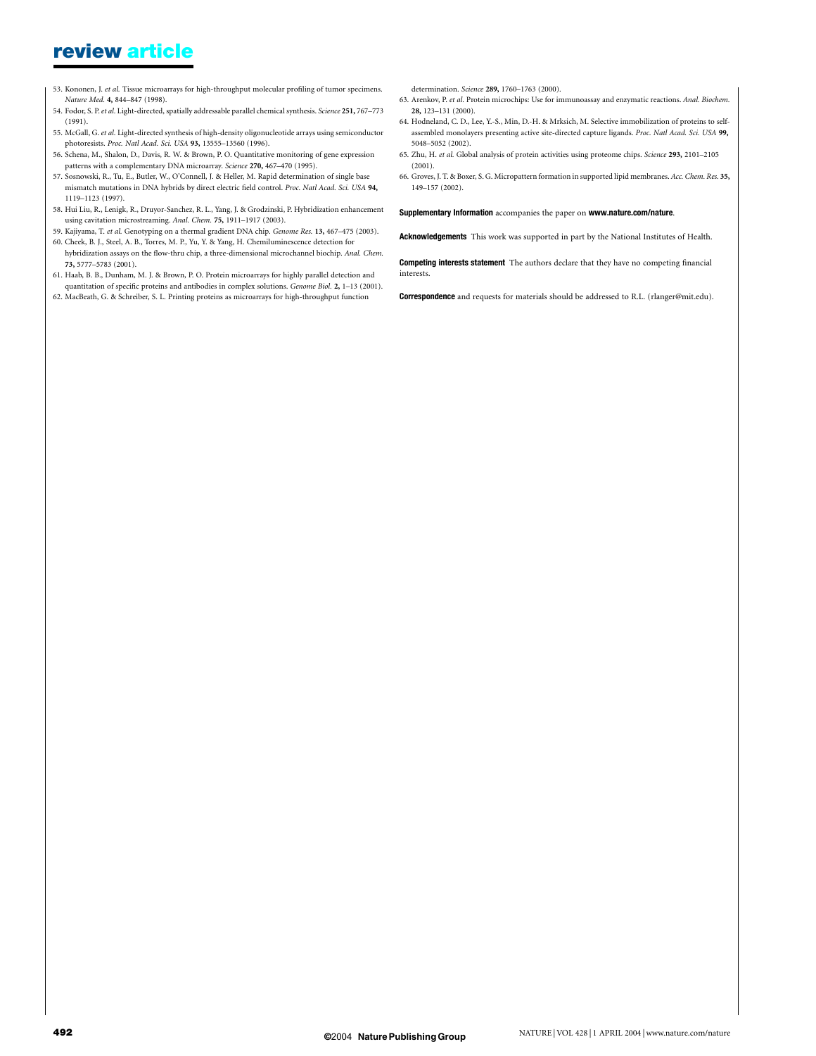53. Kononen, J. *et al.* Tissue microarrays for high-throughput molecular profiling of tumor specimens. *Nature Med.* **4,** 844–847 (1998).
54. Fodor, S. P. *et al.* Light-directed, spatially addressable parallel chemical synthesis. *Science* **251,** 767–773 (1991).
55. McGall, G. *et al.* Light-directed synthesis of high-density oligonucleotide arrays using semiconductor photoresists. *Proc. Natl Acad. Sci. USA* **93,** 13555–13560 (1996).
56. Schena, M., Shalon, D., Davis, R. W. & Brown, P. O. Quantitative monitoring of gene expression patterns with a complementary DNA microarray. *Science* **270,** 467–470 (1995).
57. Sosnowski, R., Tu, E., Butler, W., O'Connell, J. & Heller, M. Rapid determination of single base mismatch mutations in DNA hybrids by direct electric field control. *Proc. Natl Acad. Sci. USA* **94,** 1119–1123 (1997).
58. Hui Liu, R., Lenigk, R., Druyor-Sanchez, R. L., Yang, J. & Grodzinski, P. Hybridization enhancement using cavitation microstreaming. *Anal. Chem.* **75,** 1911–1917 (2003).
59. Kajiyama, T. *et al.* Genotyping on a thermal gradient DNA chip. *Genome Res.* **13,** 467–475 (2003).
60. Cheek, B. J., Steel, A. B., Torres, M. P., Yu, Y. & Yang, H. Chemiluminescence detection for hybridization assays on the flow-thru chip, a three-dimensional microchannel biochip. *Anal. Chem.* **73,** 5777–5783 (2001).
61. Haab, B. B., Dunham, M. J. & Brown, P. O. Protein microarrays for highly parallel detection and quantitation of specific proteins and antibodies in complex solutions. *Genome Biol.* **2,** 1–13 (2001).
62. MacBeath, G. & Schreiber, S. L. Printing proteins as microarrays for high-throughput function determination. *Science* **289,** 1760–1763 (2000).
63. Arenkov, P. *et al.* Protein microchips: Use for immunoassay and enzymatic reactions. *Anal. Biochem.* **28,** 123–131 (2000).
64. Hodneland, C. D., Lee, Y.-S., Min, D.-H. & Mrksich, M. Selective immobilization of proteins to self-assembled monolayers presenting active site-directed capture ligands. *Proc. Natl Acad. Sci. USA* **99,** 5048–5052 (2002).
65. Zhu, H. *et al.* Global analysis of protein activities using proteome chips. *Science* **293,** 2101–2105 (2001).
66. Groves, J. T. & Boxer, S. G. Micropattern formation in supported lipid membranes. *Acc. Chem. Res.* **35,** 149–157 (2002).

**Supplementary Information** accompanies the paper on **www.nature.com/nature**.

**Acknowledgements** This work was supported in part by the National Institutes of Health.

**Competing interests statement** The authors declare that they have no competing financial interests.

**Correspondence** and requests for materials should be addressed to R.L. (rlanger@mit.edu).